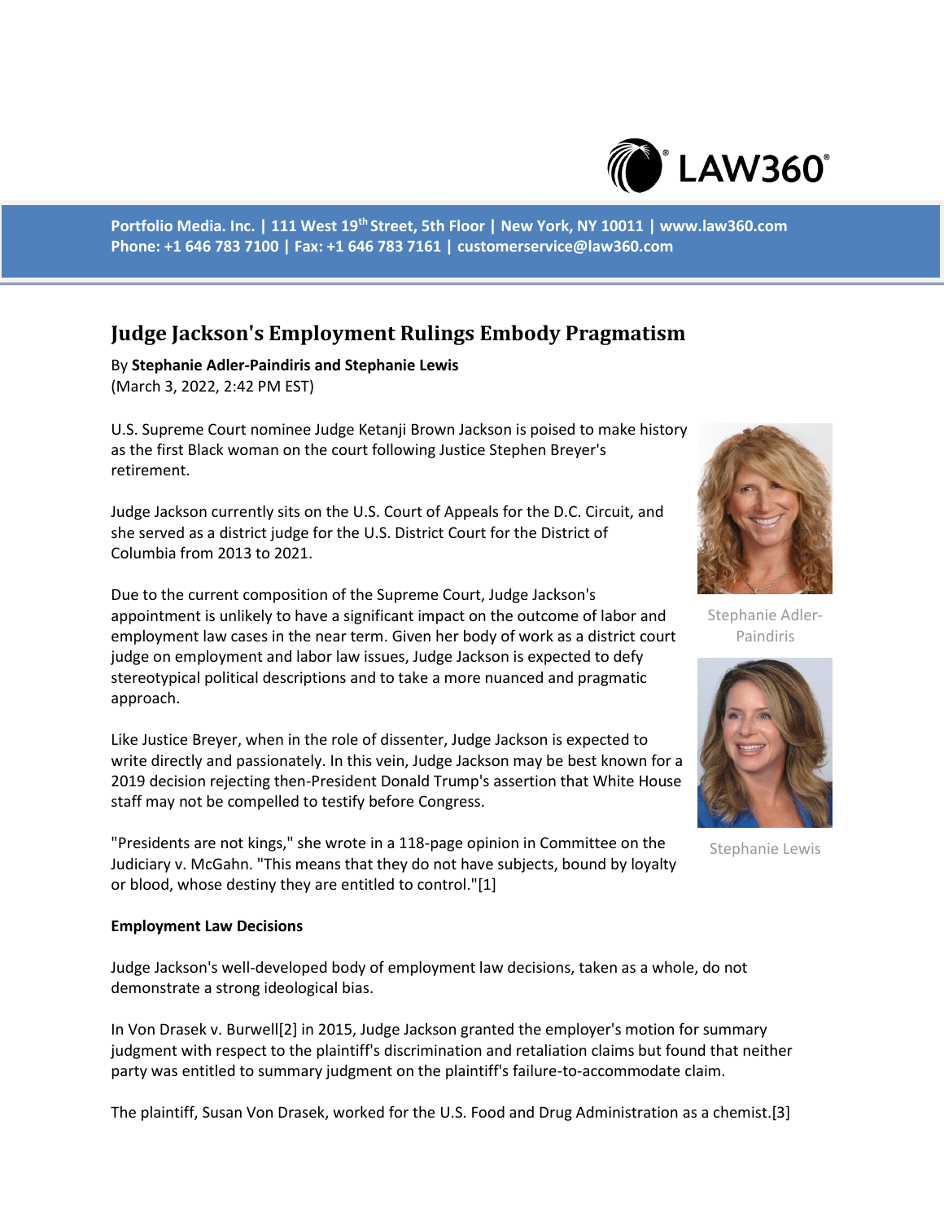Portfolio Media. Inc. | 111 West 19th Street, 5th Floor | New York, NY 10011 | www.law360.com
Phone: +1 646 783 7100 | Fax: +1 646 783 7161 | customerservice@law360.com

# Judge Jackson's Employment Rulings Embody Pragmatism

By **Stephanie Adler-Paindiris and Stephanie Lewis**
(March 3, 2022, 2:42 PM EST)

U.S. Supreme Court nominee Judge Ketanji Brown Jackson is poised to make history as the first Black woman on the court following Justice Stephen Breyer's retirement.

Judge Jackson currently sits on the U.S. Court of Appeals for the D.C. Circuit, and she served as a district judge for the U.S. District Court for the District of Columbia from 2013 to 2021.

Due to the current composition of the Supreme Court, Judge Jackson's appointment is unlikely to have a significant impact on the outcome of labor and employment law cases in the near term. Given her body of work as a district court judge on employment and labor law issues, Judge Jackson is expected to defy stereotypical political descriptions and to take a more nuanced and pragmatic approach.

Stephanie Adler-Paindiris

Stephanie Lewis

Like Justice Breyer, when in the role of dissenter, Judge Jackson is expected to write directly and passionately. In this vein, Judge Jackson may be best known for a 2019 decision rejecting then-President Donald Trump's assertion that White House staff may not be compelled to testify before Congress.

"Presidents are not kings," she wrote in a 118-page opinion in Committee on the Judiciary v. McGahn. "This means that they do not have subjects, bound by loyalty or blood, whose destiny they are entitled to control."[1]

**Employment Law Decisions**

Judge Jackson's well-developed body of employment law decisions, taken as a whole, do not demonstrate a strong ideological bias.

In Von Drasek v. Burwell[2] in 2015, Judge Jackson granted the employer's motion for summary judgment with respect to the plaintiff's discrimination and retaliation claims but found that neither party was entitled to summary judgment on the plaintiff's failure-to-accommodate claim.

The plaintiff, Susan Von Drasek, worked for the U.S. Food and Drug Administration as a chemist.[3]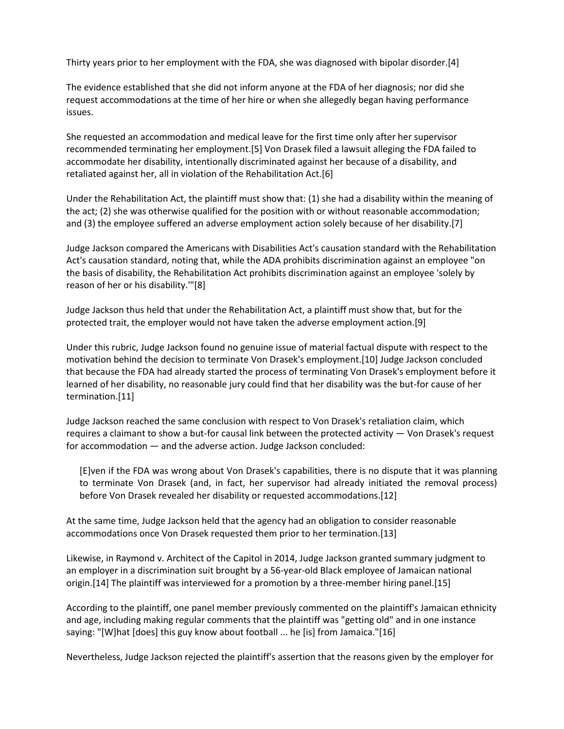Thirty years prior to her employment with the FDA, she was diagnosed with bipolar disorder.[4]

The evidence established that she did not inform anyone at the FDA of her diagnosis; nor did she request accommodations at the time of her hire or when she allegedly began having performance issues.

She requested an accommodation and medical leave for the first time only after her supervisor recommended terminating her employment.[5] Von Drasek filed a lawsuit alleging the FDA failed to accommodate her disability, intentionally discriminated against her because of a disability, and retaliated against her, all in violation of the Rehabilitation Act.[6]

Under the Rehabilitation Act, the plaintiff must show that: (1) she had a disability within the meaning of the act; (2) she was otherwise qualified for the position with or without reasonable accommodation; and (3) the employee suffered an adverse employment action solely because of her disability.[7]

Judge Jackson compared the Americans with Disabilities Act's causation standard with the Rehabilitation Act's causation standard, noting that, while the ADA prohibits discrimination against an employee "on the basis of disability, the Rehabilitation Act prohibits discrimination against an employee 'solely by reason of her or his disability.'"[8]

Judge Jackson thus held that under the Rehabilitation Act, a plaintiff must show that, but for the protected trait, the employer would not have taken the adverse employment action.[9]

Under this rubric, Judge Jackson found no genuine issue of material factual dispute with respect to the motivation behind the decision to terminate Von Drasek's employment.[10] Judge Jackson concluded that because the FDA had already started the process of terminating Von Drasek's employment before it learned of her disability, no reasonable jury could find that her disability was the but-for cause of her termination.[11]

Judge Jackson reached the same conclusion with respect to Von Drasek's retaliation claim, which requires a claimant to show a but-for causal link between the protected activity — Von Drasek's request for accommodation — and the adverse action. Judge Jackson concluded:

> [E]ven if the FDA was wrong about Von Drasek's capabilities, there is no dispute that it was planning to terminate Von Drasek (and, in fact, her supervisor had already initiated the removal process) before Von Drasek revealed her disability or requested accommodations.[12]

At the same time, Judge Jackson held that the agency had an obligation to consider reasonable accommodations once Von Drasek requested them prior to her termination.[13]

Likewise, in Raymond v. Architect of the Capitol in 2014, Judge Jackson granted summary judgment to an employer in a discrimination suit brought by a 56-year-old Black employee of Jamaican national origin.[14] The plaintiff was interviewed for a promotion by a three-member hiring panel.[15]

According to the plaintiff, one panel member previously commented on the plaintiff's Jamaican ethnicity and age, including making regular comments that the plaintiff was "getting old" and in one instance saying: "[W]hat [does] this guy know about football ... he [is] from Jamaica."[16]

Nevertheless, Judge Jackson rejected the plaintiff's assertion that the reasons given by the employer for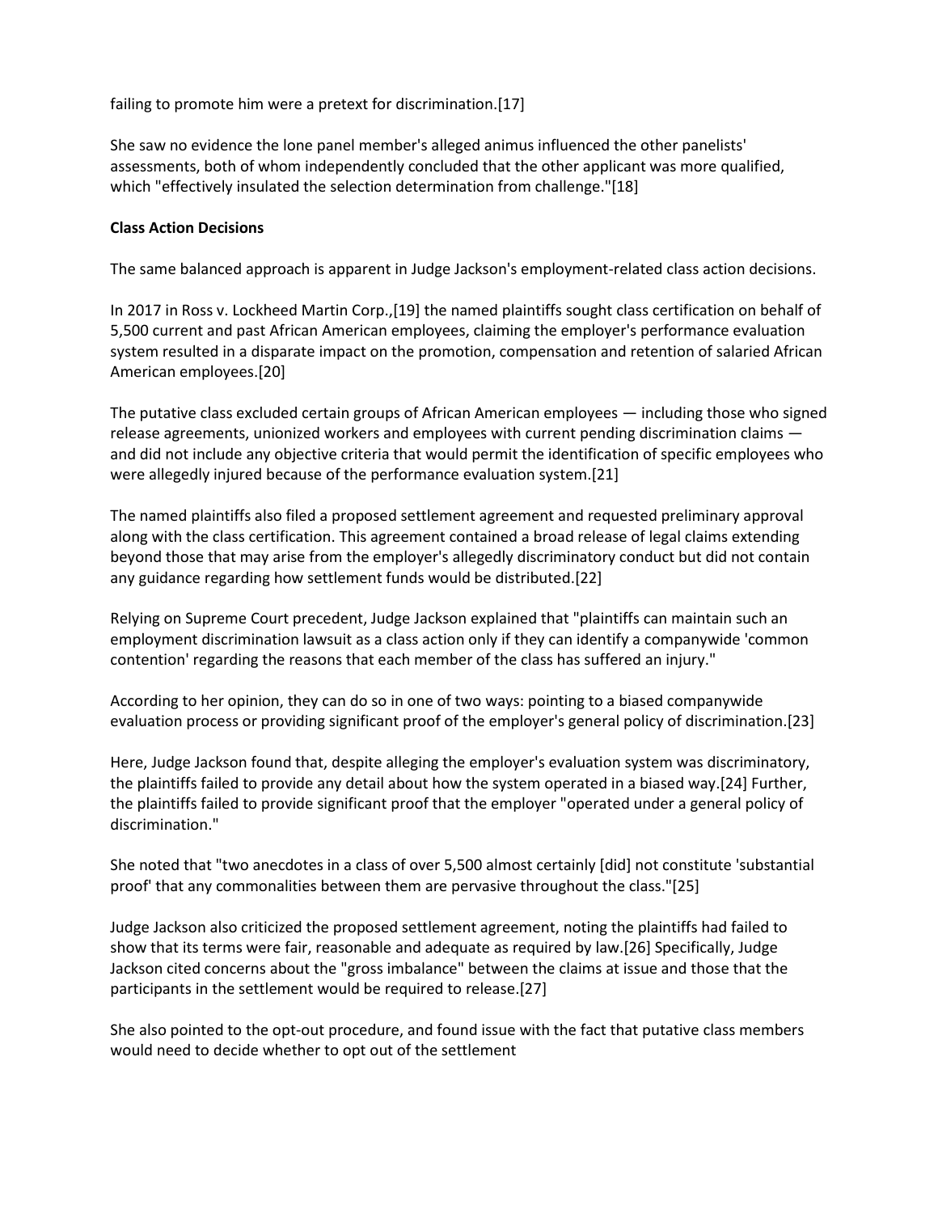failing to promote him were a pretext for discrimination.[17]

She saw no evidence the lone panel member's alleged animus influenced the other panelists' assessments, both of whom independently concluded that the other applicant was more qualified, which "effectively insulated the selection determination from challenge."[18]

**Class Action Decisions**

The same balanced approach is apparent in Judge Jackson's employment-related class action decisions.

In 2017 in Ross v. Lockheed Martin Corp.,[19] the named plaintiffs sought class certification on behalf of 5,500 current and past African American employees, claiming the employer's performance evaluation system resulted in a disparate impact on the promotion, compensation and retention of salaried African American employees.[20]

The putative class excluded certain groups of African American employees — including those who signed release agreements, unionized workers and employees with current pending discrimination claims — and did not include any objective criteria that would permit the identification of specific employees who were allegedly injured because of the performance evaluation system.[21]

The named plaintiffs also filed a proposed settlement agreement and requested preliminary approval along with the class certification. This agreement contained a broad release of legal claims extending beyond those that may arise from the employer's allegedly discriminatory conduct but did not contain any guidance regarding how settlement funds would be distributed.[22]

Relying on Supreme Court precedent, Judge Jackson explained that "plaintiffs can maintain such an employment discrimination lawsuit as a class action only if they can identify a companywide 'common contention' regarding the reasons that each member of the class has suffered an injury."

According to her opinion, they can do so in one of two ways: pointing to a biased companywide evaluation process or providing significant proof of the employer's general policy of discrimination.[23]

Here, Judge Jackson found that, despite alleging the employer's evaluation system was discriminatory, the plaintiffs failed to provide any detail about how the system operated in a biased way.[24] Further, the plaintiffs failed to provide significant proof that the employer "operated under a general policy of discrimination."

She noted that "two anecdotes in a class of over 5,500 almost certainly [did] not constitute 'substantial proof' that any commonalities between them are pervasive throughout the class."[25]

Judge Jackson also criticized the proposed settlement agreement, noting the plaintiffs had failed to show that its terms were fair, reasonable and adequate as required by law.[26] Specifically, Judge Jackson cited concerns about the "gross imbalance" between the claims at issue and those that the participants in the settlement would be required to release.[27]

She also pointed to the opt-out procedure, and found issue with the fact that putative class members would need to decide whether to opt out of the settlement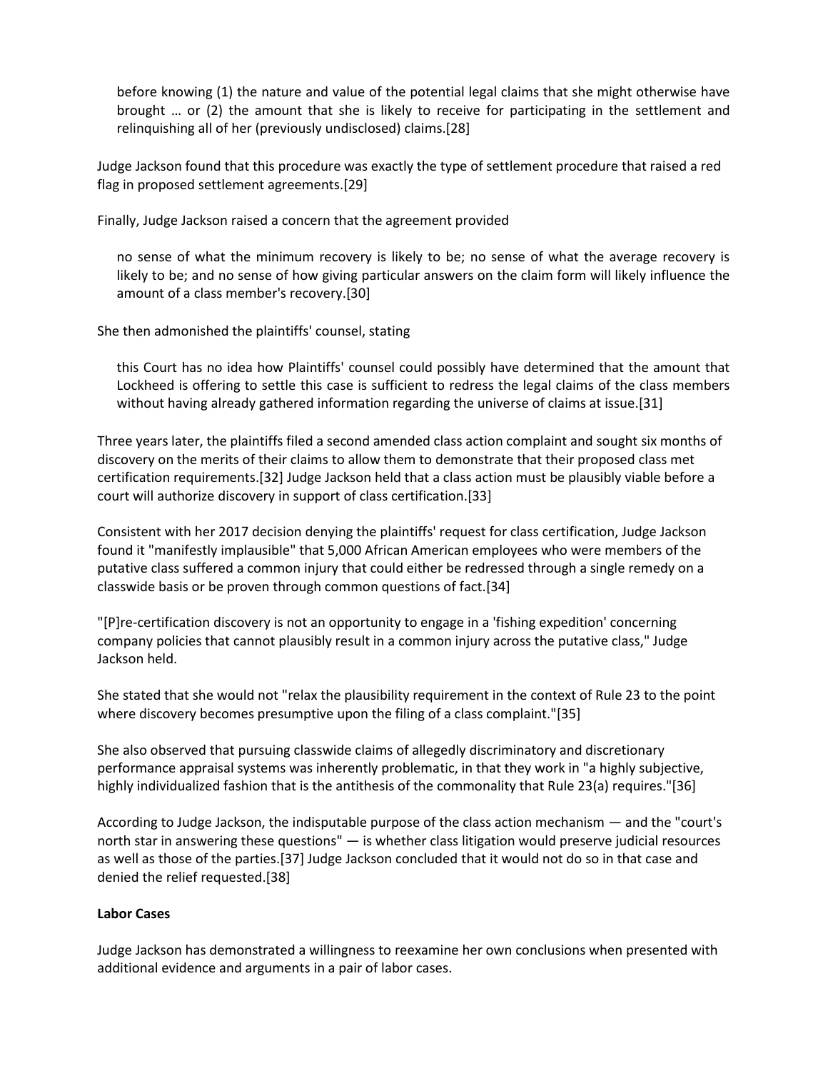> before knowing (1) the nature and value of the potential legal claims that she might otherwise have brought … or (2) the amount that she is likely to receive for participating in the settlement and relinquishing all of her (previously undisclosed) claims.[28]

Judge Jackson found that this procedure was exactly the type of settlement procedure that raised a red flag in proposed settlement agreements.[29]

Finally, Judge Jackson raised a concern that the agreement provided

> no sense of what the minimum recovery is likely to be; no sense of what the average recovery is likely to be; and no sense of how giving particular answers on the claim form will likely influence the amount of a class member's recovery.[30]

She then admonished the plaintiffs' counsel, stating

> this Court has no idea how Plaintiffs' counsel could possibly have determined that the amount that Lockheed is offering to settle this case is sufficient to redress the legal claims of the class members without having already gathered information regarding the universe of claims at issue.[31]

Three years later, the plaintiffs filed a second amended class action complaint and sought six months of discovery on the merits of their claims to allow them to demonstrate that their proposed class met certification requirements.[32] Judge Jackson held that a class action must be plausibly viable before a court will authorize discovery in support of class certification.[33]

Consistent with her 2017 decision denying the plaintiffs' request for class certification, Judge Jackson found it "manifestly implausible" that 5,000 African American employees who were members of the putative class suffered a common injury that could either be redressed through a single remedy on a classwide basis or be proven through common questions of fact.[34]

"[P]re-certification discovery is not an opportunity to engage in a 'fishing expedition' concerning company policies that cannot plausibly result in a common injury across the putative class," Judge Jackson held.

She stated that she would not "relax the plausibility requirement in the context of Rule 23 to the point where discovery becomes presumptive upon the filing of a class complaint."[35]

She also observed that pursuing classwide claims of allegedly discriminatory and discretionary performance appraisal systems was inherently problematic, in that they work in "a highly subjective, highly individualized fashion that is the antithesis of the commonality that Rule 23(a) requires."[36]

According to Judge Jackson, the indisputable purpose of the class action mechanism — and the "court's north star in answering these questions" — is whether class litigation would preserve judicial resources as well as those of the parties.[37] Judge Jackson concluded that it would not do so in that case and denied the relief requested.[38]

**Labor Cases**

Judge Jackson has demonstrated a willingness to reexamine her own conclusions when presented with additional evidence and arguments in a pair of labor cases.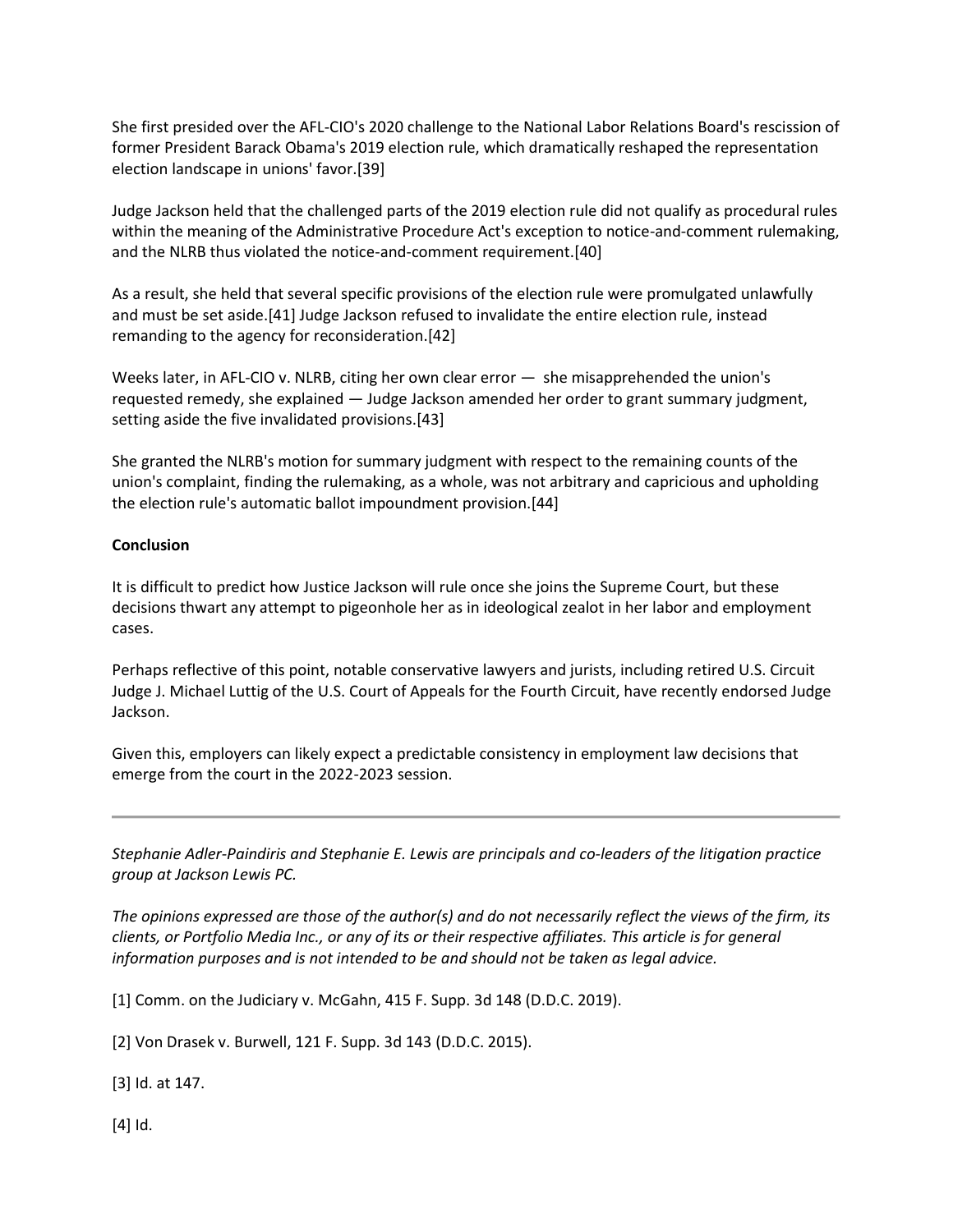She first presided over the AFL-CIO's 2020 challenge to the National Labor Relations Board's rescission of former President Barack Obama's 2019 election rule, which dramatically reshaped the representation election landscape in unions' favor.[39]

Judge Jackson held that the challenged parts of the 2019 election rule did not qualify as procedural rules within the meaning of the Administrative Procedure Act's exception to notice-and-comment rulemaking, and the NLRB thus violated the notice-and-comment requirement.[40]

As a result, she held that several specific provisions of the election rule were promulgated unlawfully and must be set aside.[41] Judge Jackson refused to invalidate the entire election rule, instead remanding to the agency for reconsideration.[42]

Weeks later, in AFL-CIO v. NLRB, citing her own clear error — she misapprehended the union's requested remedy, she explained — Judge Jackson amended her order to grant summary judgment, setting aside the five invalidated provisions.[43]

She granted the NLRB's motion for summary judgment with respect to the remaining counts of the union's complaint, finding the rulemaking, as a whole, was not arbitrary and capricious and upholding the election rule's automatic ballot impoundment provision.[44]

**Conclusion**

It is difficult to predict how Justice Jackson will rule once she joins the Supreme Court, but these decisions thwart any attempt to pigeonhole her as in ideological zealot in her labor and employment cases.

Perhaps reflective of this point, notable conservative lawyers and jurists, including retired U.S. Circuit Judge J. Michael Luttig of the U.S. Court of Appeals for the Fourth Circuit, have recently endorsed Judge Jackson.

Given this, employers can likely expect a predictable consistency in employment law decisions that emerge from the court in the 2022-2023 session.

---

*Stephanie Adler-Paindiris and Stephanie E. Lewis are principals and co-leaders of the litigation practice group at Jackson Lewis PC.*

*The opinions expressed are those of the author(s) and do not necessarily reflect the views of the firm, its clients, or Portfolio Media Inc., or any of its or their respective affiliates. This article is for general information purposes and is not intended to be and should not be taken as legal advice.*

[1] Comm. on the Judiciary v. McGahn, 415 F. Supp. 3d 148 (D.D.C. 2019).

[2] Von Drasek v. Burwell, 121 F. Supp. 3d 143 (D.D.C. 2015).

[3] Id. at 147.

[4] Id.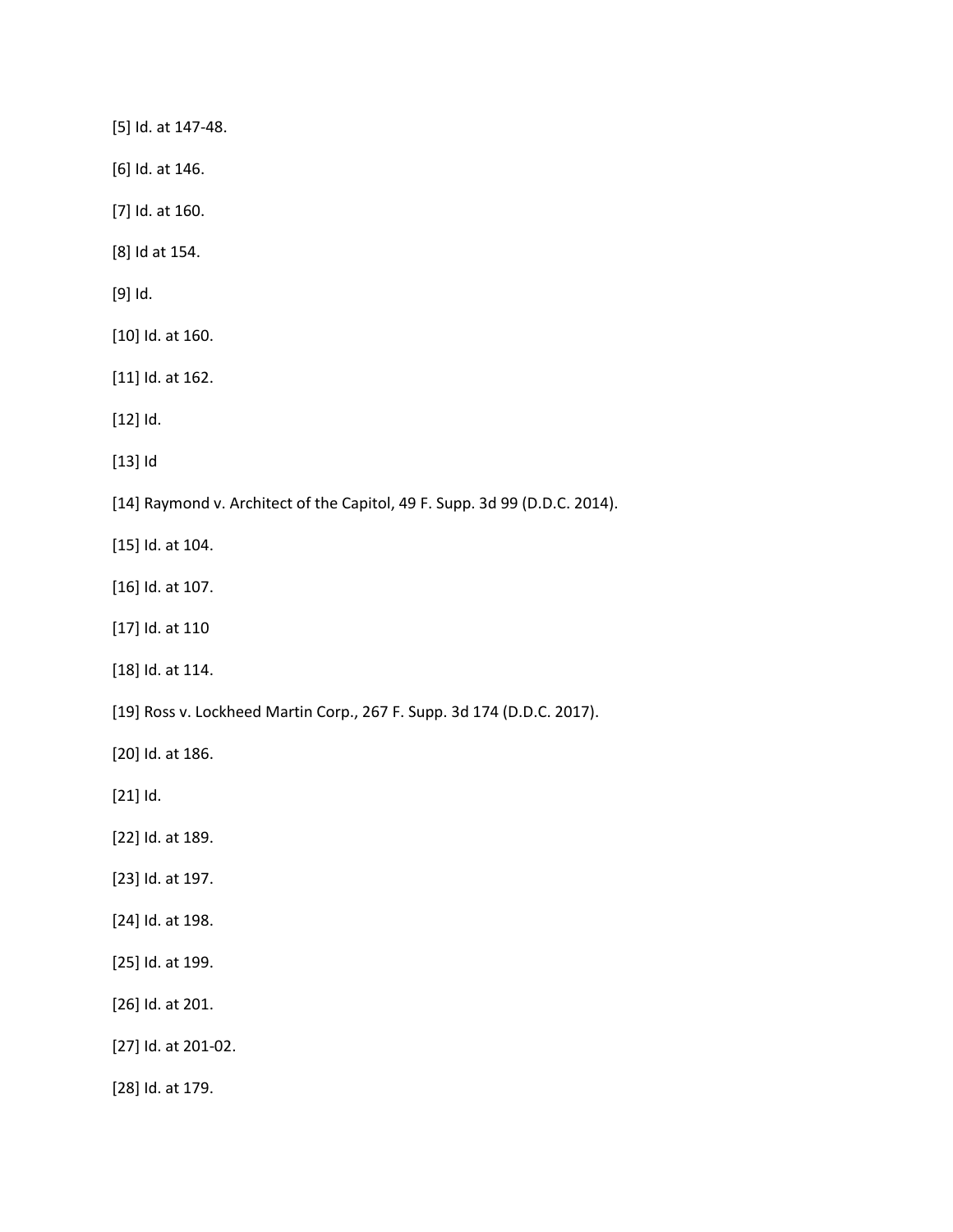[5] Id. at 147-48.

[6] Id. at 146.

[7] Id. at 160.

[8] Id at 154.

[9] Id.

[10] Id. at 160.

[11] Id. at 162.

[12] Id.

[13] Id

[14] Raymond v. Architect of the Capitol, 49 F. Supp. 3d 99 (D.D.C. 2014).

[15] Id. at 104.

[16] Id. at 107.

[17] Id. at 110

[18] Id. at 114.

[19] Ross v. Lockheed Martin Corp., 267 F. Supp. 3d 174 (D.D.C. 2017).

[20] Id. at 186.

[21] Id.

[22] Id. at 189.

[23] Id. at 197.

[24] Id. at 198.

[25] Id. at 199.

[26] Id. at 201.

[27] Id. at 201-02.

[28] Id. at 179.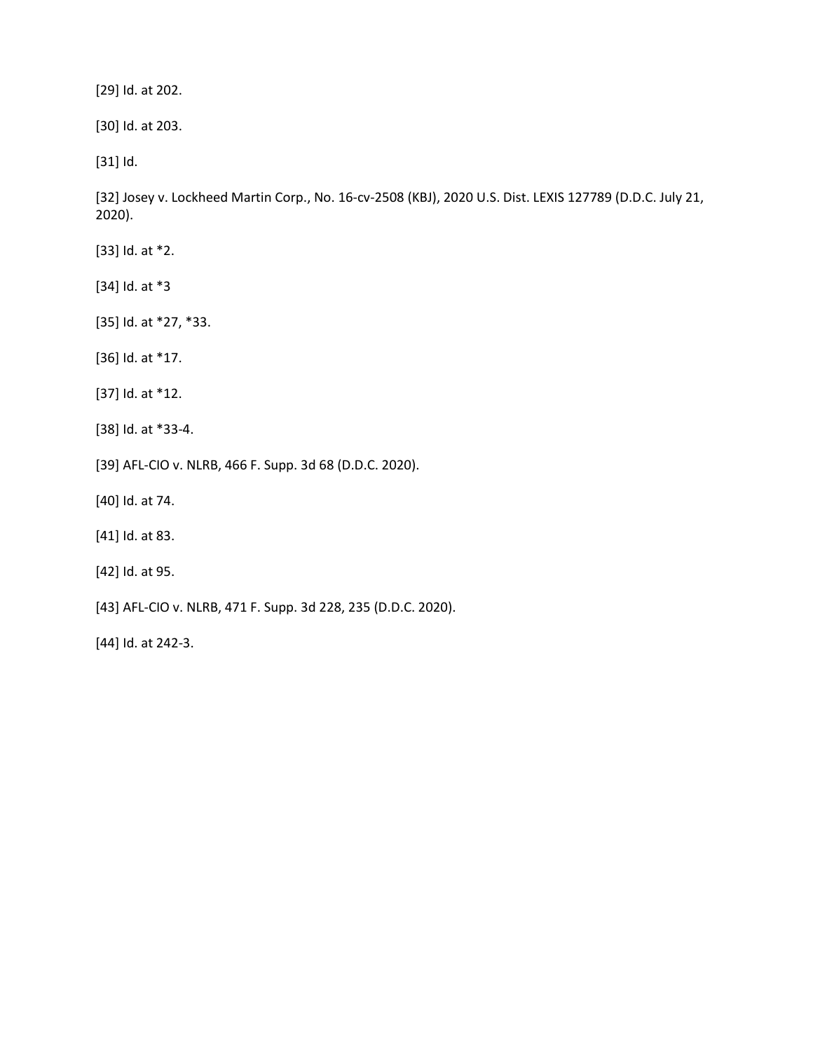[29] Id. at 202.

[30] Id. at 203.

[31] Id.

[32] Josey v. Lockheed Martin Corp., No. 16-cv-2508 (KBJ), 2020 U.S. Dist. LEXIS 127789 (D.D.C. July 21, 2020).

[33] Id. at *2.

[34] Id. at *3

[35] Id. at *27, *33.

[36] Id. at *17.

[37] Id. at *12.

[38] Id. at *33-4.

[39] AFL-CIO v. NLRB, 466 F. Supp. 3d 68 (D.D.C. 2020).

[40] Id. at 74.

[41] Id. at 83.

[42] Id. at 95.

[43] AFL-CIO v. NLRB, 471 F. Supp. 3d 228, 235 (D.D.C. 2020).

[44] Id. at 242-3.